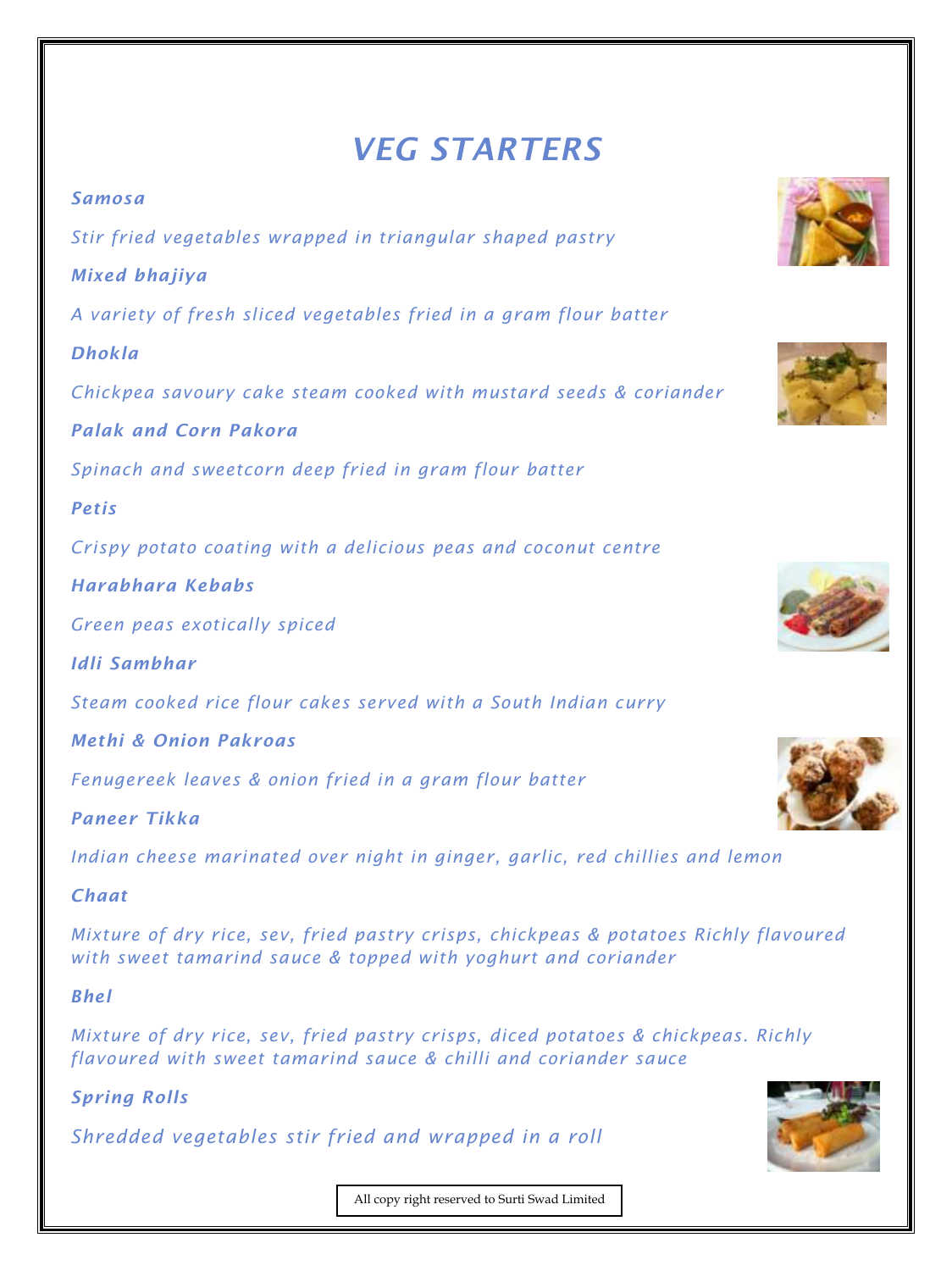# *VEG STARTERS*

***Samosa***

*Stir fried vegetables wrapped in triangular shaped pastry*

***Mixed bhajiya***

*A variety of fresh sliced vegetables fried in a gram flour batter*

***Dhokla***

*Chickpea savoury cake steam cooked with mustard seeds & coriander*

***Palak and Corn Pakora***

*Spinach and sweetcorn deep fried in gram flour batter*

***Petis***

*Crispy potato coating with a delicious peas and coconut centre*

***Harabhara Kebabs***

*Green peas exotically spiced*

***Idli Sambhar***

*Steam cooked rice flour cakes served with a South Indian curry*

***Methi & Onion Pakroas***

*Fenugereek leaves & onion fried in a gram flour batter*

***Paneer Tikka***

*Indian cheese marinated over night in ginger, garlic, red chillies and lemon*

***Chaat***

*Mixture of dry rice, sev, fried pastry crisps, chickpeas & potatoes Richly flavoured with sweet tamarind sauce & topped with yoghurt and coriander*

***Bhel***

*Mixture of dry rice, sev, fried pastry crisps, diced potatoes & chickpeas. Richly flavoured with sweet tamarind sauce & chilli and coriander sauce*

***Spring Rolls***

*Shredded vegetables stir fried and wrapped in a roll*

All copy right reserved to Surti Swad Limited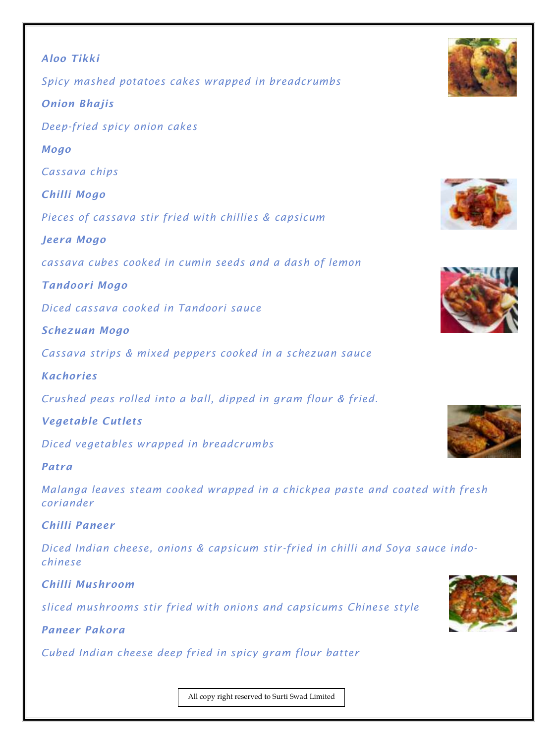***Aloo Tikki***

*Spicy mashed potatoes cakes wrapped in breadcrumbs*

***Onion Bhajis***

*Deep-fried spicy onion cakes*

***Mogo***

*Cassava chips*

***Chilli Mogo***

*Pieces of cassava stir fried with chillies & capsicum*

***Jeera Mogo***

*cassava cubes cooked in cumin seeds and a dash of lemon*

***Tandoori Mogo***

*Diced cassava cooked in Tandoori sauce*

***Schezuan Mogo***

*Cassava strips & mixed peppers cooked in a schezuan sauce*

***Kachories***

*Crushed peas rolled into a ball, dipped in gram flour & fried.*

***Vegetable Cutlets***

*Diced vegetables wrapped in breadcrumbs*

***Patra***

*Malanga leaves steam cooked wrapped in a chickpea paste and coated with fresh coriander*

***Chilli Paneer***

*Diced Indian cheese, onions & capsicum stir-fried in chilli and Soya sauce indo-chinese*

***Chilli Mushroom***

*sliced mushrooms stir fried with onions and capsicums Chinese style*

***Paneer Pakora***

*Cubed Indian cheese deep fried in spicy gram flour batter*

All copy right reserved to Surti Swad Limited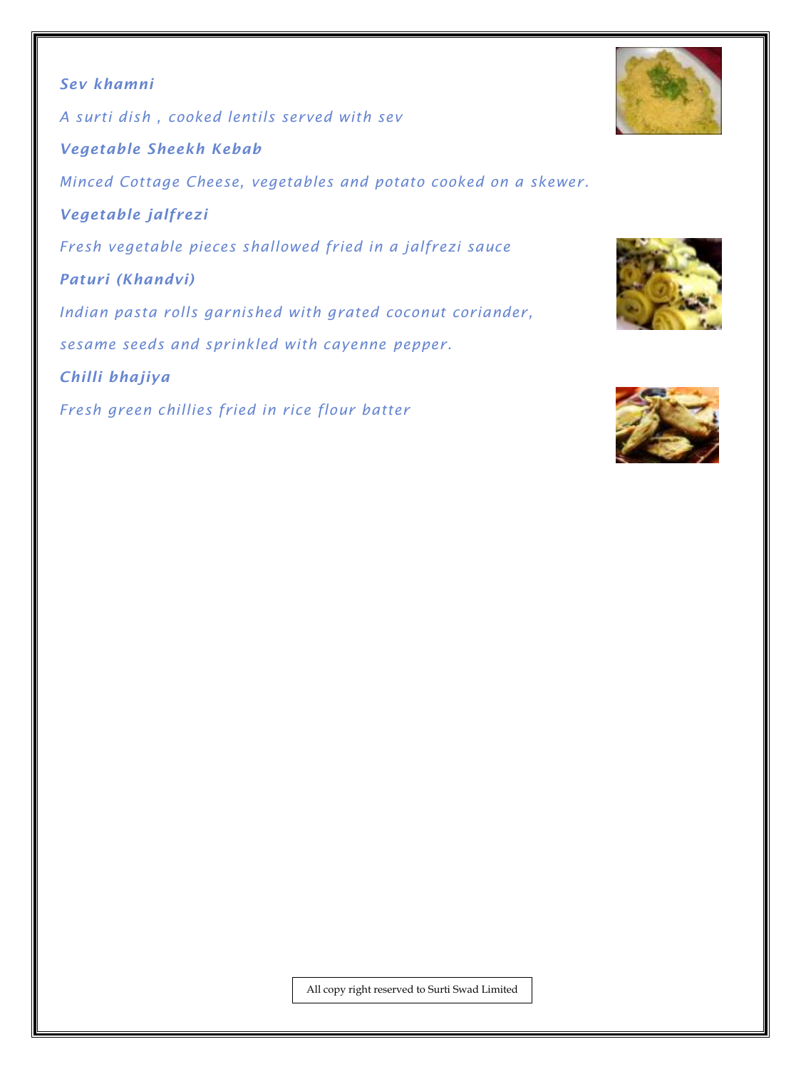***Sev khamni***

*A surti dish , cooked lentils served with sev*

***Vegetable Sheekh Kebab***

*Minced Cottage Cheese, vegetables and potato cooked on a skewer.*

***Vegetable jalfrezi***

*Fresh vegetable pieces shallowed fried in a jalfrezi sauce*

***Paturi (Khandvi)***

*Indian pasta rolls garnished with grated coconut coriander, sesame seeds and sprinkled with cayenne pepper.*

***Chilli bhajiya***

*Fresh green chillies fried in rice flour batter*

All copy right reserved to Surti Swad Limited